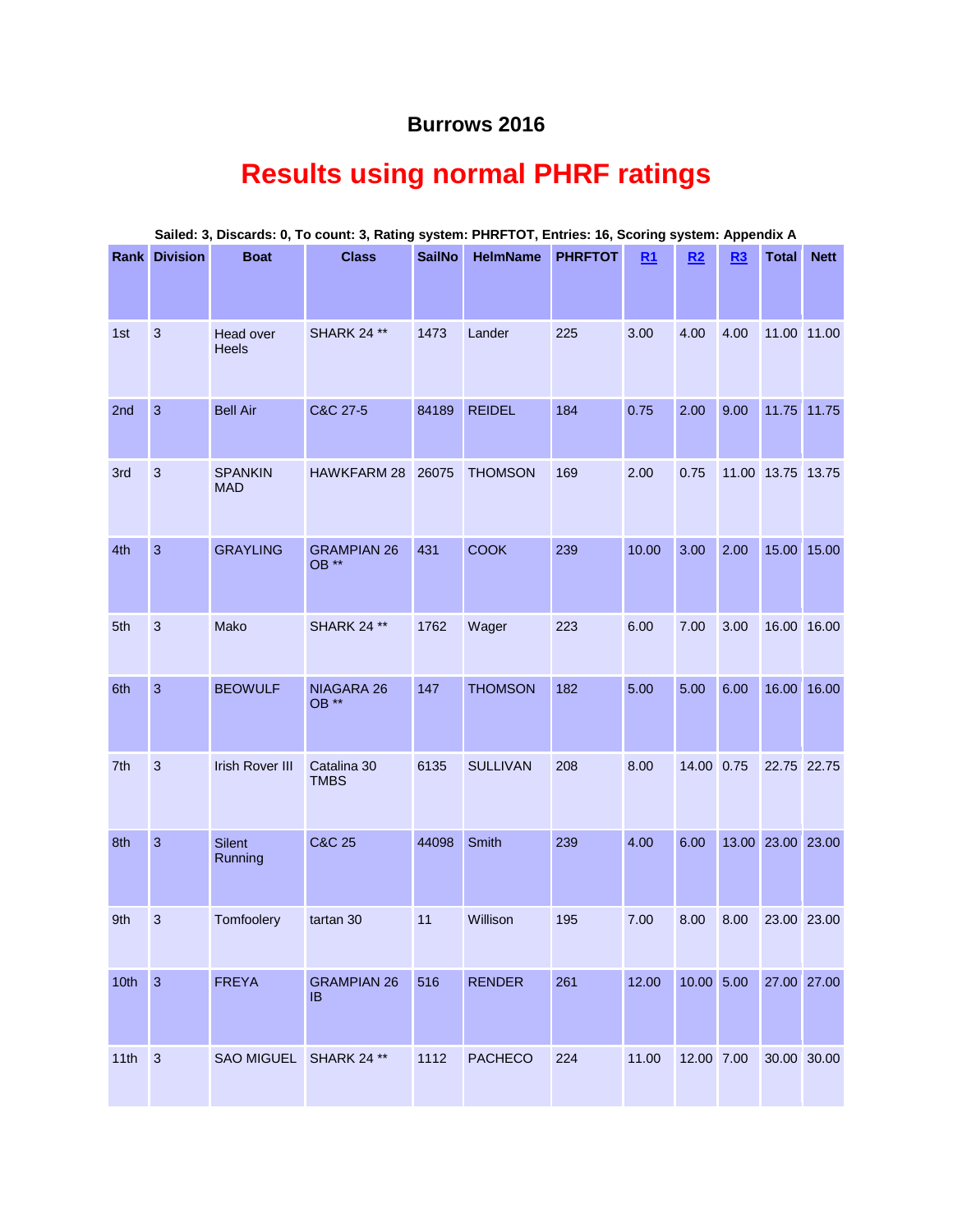# Burrows 2016

## Results using normal PHRF ratings

**Sailed: 3, Discards: 0, To count: 3, Rating system: PHRFTOT, Entries: 16, Scoring system: Appendix A**

| Rank | Division | Boat | Class | SailNo | HelmName | PHRFTOT | R1 | R2 | R3 | Total | Nett |
|---|---|---|---|---|---|---|---|---|---|---|---|
| 1st | 3 | Head over Heels | SHARK 24 ** | 1473 | Lander | 225 | 3.00 | 4.00 | 4.00 | 11.00 | 11.00 |
| 2nd | 3 | Bell Air | C&C 27-5 | 84189 | REIDEL | 184 | 0.75 | 2.00 | 9.00 | 11.75 | 11.75 |
| 3rd | 3 | SPANKIN MAD | HAWKFARM 28 | 26075 | THOMSON | 169 | 2.00 | 0.75 | 11.00 | 13.75 | 13.75 |
| 4th | 3 | GRAYLING | GRAMPIAN 26 OB ** | 431 | COOK | 239 | 10.00 | 3.00 | 2.00 | 15.00 | 15.00 |
| 5th | 3 | Mako | SHARK 24 ** | 1762 | Wager | 223 | 6.00 | 7.00 | 3.00 | 16.00 | 16.00 |
| 6th | 3 | BEOWULF | NIAGARA 26 OB ** | 147 | THOMSON | 182 | 5.00 | 5.00 | 6.00 | 16.00 | 16.00 |
| 7th | 3 | Irish Rover III | Catalina 30 TMBS | 6135 | SULLIVAN | 208 | 8.00 | 14.00 | 0.75 | 22.75 | 22.75 |
| 8th | 3 | Silent Running | C&C 25 | 44098 | Smith | 239 | 4.00 | 6.00 | 13.00 | 23.00 | 23.00 |
| 9th | 3 | Tomfoolery | tartan 30 | 11 | Willison | 195 | 7.00 | 8.00 | 8.00 | 23.00 | 23.00 |
| 10th | 3 | FREYA | GRAMPIAN 26 IB | 516 | RENDER | 261 | 12.00 | 10.00 | 5.00 | 27.00 | 27.00 |
| 11th | 3 | SAO MIGUEL | SHARK 24 ** | 1112 | PACHECO | 224 | 11.00 | 12.00 | 7.00 | 30.00 | 30.00 |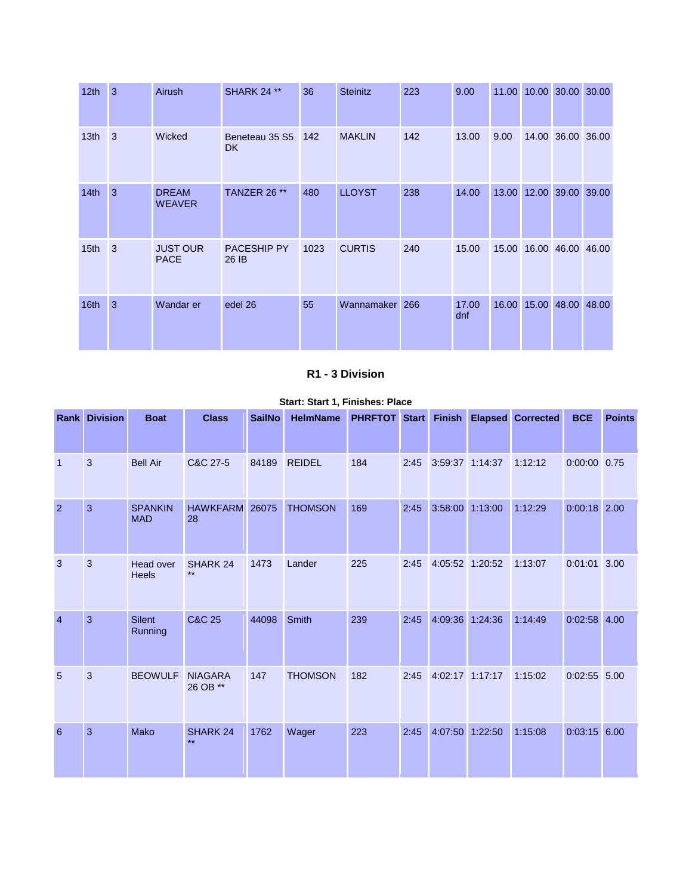| | | | | | | | | | | | |
|---|---|---|---|---|---|---|---|---|---|---|---|
| 12th | 3 | Airush | SHARK 24 ** | 36 | Steinitz | 223 | 9.00 | 11.00 | 10.00 | 30.00 | 30.00 |
| 13th | 3 | Wicked | Beneteau 35 S5 DK | 142 | MAKLIN | 142 | 13.00 | 9.00 | 14.00 | 36.00 | 36.00 |
| 14th | 3 | DREAM WEAVER | TANZER 26 ** | 480 | LLOYST | 238 | 14.00 | 13.00 | 12.00 | 39.00 | 39.00 |
| 15th | 3 | JUST OUR PACE | PACESHIP PY 26 IB | 1023 | CURTIS | 240 | 15.00 | 15.00 | 16.00 | 46.00 | 46.00 |
| 16th | 3 | Wandar er | edel 26 | 55 | Wannamaker | 266 | 17.00 dnf | 16.00 | 15.00 | 48.00 | 48.00 |

### R1 - 3 Division

**Start: Start 1, Finishes: Place**

| Rank | Division | Boat | Class | SailNo | HelmName | PHRFTOT | Start | Finish | Elapsed | Corrected | BCE | Points |
|---|---|---|---|---|---|---|---|---|---|---|---|---|
| 1 | 3 | Bell Air | C&C 27-5 | 84189 | REIDEL | 184 | 2:45 | 3:59:37 | 1:14:37 | 1:12:12 | 0:00:00 | 0.75 |
| 2 | 3 | SPANKIN MAD | HAWKFARM 28 | 26075 | THOMSON | 169 | 2:45 | 3:58:00 | 1:13:00 | 1:12:29 | 0:00:18 | 2.00 |
| 3 | 3 | Head over Heels | SHARK 24 ** | 1473 | Lander | 225 | 2:45 | 4:05:52 | 1:20:52 | 1:13:07 | 0:01:01 | 3.00 |
| 4 | 3 | Silent Running | C&C 25 | 44098 | Smith | 239 | 2:45 | 4:09:36 | 1:24:36 | 1:14:49 | 0:02:58 | 4.00 |
| 5 | 3 | BEOWULF | NIAGARA 26 OB ** | 147 | THOMSON | 182 | 2:45 | 4:02:17 | 1:17:17 | 1:15:02 | 0:02:55 | 5.00 |
| 6 | 3 | Mako | SHARK 24 ** | 1762 | Wager | 223 | 2:45 | 4:07:50 | 1:22:50 | 1:15:08 | 0:03:15 | 6.00 |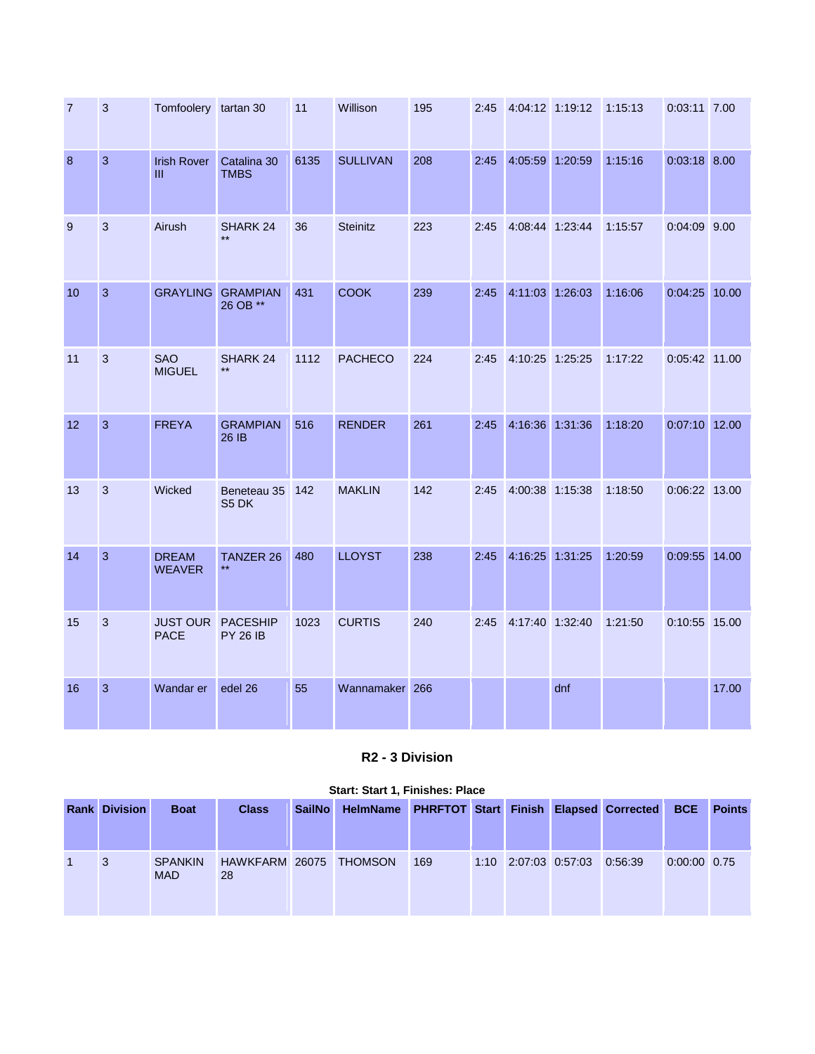| 7 | 3 | Tomfoolery | tartan 30 | 11 | Willison | 195 | 2:45 | 4:04:12 | 1:19:12 | 1:15:13 | 0:03:11 | 7.00 |
|---|---|---|---|---|---|---|---|---|---|---|---|---|
| 8 | 3 | Irish Rover III | Catalina 30 TMBS | 6135 | SULLIVAN | 208 | 2:45 | 4:05:59 | 1:20:59 | 1:15:16 | 0:03:18 | 8.00 |
| 9 | 3 | Airush | SHARK 24 ** | 36 | Steinitz | 223 | 2:45 | 4:08:44 | 1:23:44 | 1:15:57 | 0:04:09 | 9.00 |
| 10 | 3 | GRAYLING | GRAMPIAN 26 OB ** | 431 | COOK | 239 | 2:45 | 4:11:03 | 1:26:03 | 1:16:06 | 0:04:25 | 10.00 |
| 11 | 3 | SAO MIGUEL | SHARK 24 ** | 1112 | PACHECO | 224 | 2:45 | 4:10:25 | 1:25:25 | 1:17:22 | 0:05:42 | 11.00 |
| 12 | 3 | FREYA | GRAMPIAN 26 IB | 516 | RENDER | 261 | 2:45 | 4:16:36 | 1:31:36 | 1:18:20 | 0:07:10 | 12.00 |
| 13 | 3 | Wicked | Beneteau 35 S5 DK | 142 | MAKLIN | 142 | 2:45 | 4:00:38 | 1:15:38 | 1:18:50 | 0:06:22 | 13.00 |
| 14 | 3 | DREAM WEAVER | TANZER 26 ** | 480 | LLOYST | 238 | 2:45 | 4:16:25 | 1:31:25 | 1:20:59 | 0:09:55 | 14.00 |
| 15 | 3 | JUST OUR PACE | PACESHIP PY 26 IB | 1023 | CURTIS | 240 | 2:45 | 4:17:40 | 1:32:40 | 1:21:50 | 0:10:55 | 15.00 |
| 16 | 3 | Wandar er | edel 26 | 55 | Wannamaker | 266 | | | dnf | | | 17.00 |

### R2 - 3 Division

**Start: Start 1, Finishes: Place**

| Rank | Division | Boat | Class | SailNo | HelmName | PHRFTOT | Start | Finish | Elapsed | Corrected | BCE | Points |
|---|---|---|---|---|---|---|---|---|---|---|---|---|
| 1 | 3 | SPANKIN MAD | HAWKFARM 28 | 26075 | THOMSON | 169 | 1:10 | 2:07:03 | 0:57:03 | 0:56:39 | 0:00:00 | 0.75 |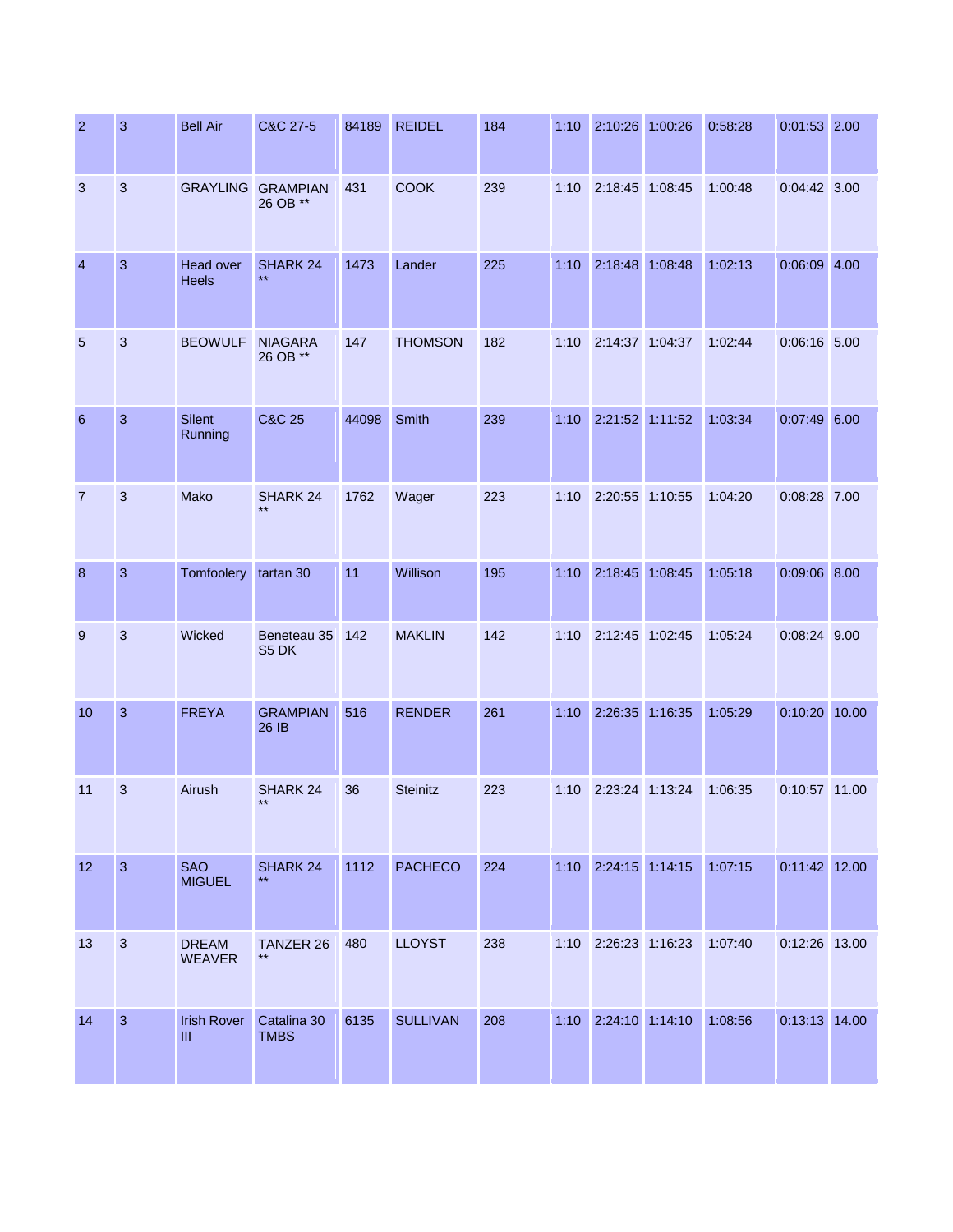| | | | | | | | | | | | | |
|---|---|---|---|---|---|---|---|---|---|---|---|---|
| 2 | 3 | Bell Air | C&C 27-5 | 84189 | REIDEL | 184 | 1:10 | 2:10:26 | 1:00:26 | 0:58:28 | 0:01:53 | 2.00 |
| 3 | 3 | GRAYLING | GRAMPIAN 26 OB ** | 431 | COOK | 239 | 1:10 | 2:18:45 | 1:08:45 | 1:00:48 | 0:04:42 | 3.00 |
| 4 | 3 | Head over Heels | SHARK 24 ** | 1473 | Lander | 225 | 1:10 | 2:18:48 | 1:08:48 | 1:02:13 | 0:06:09 | 4.00 |
| 5 | 3 | BEOWULF | NIAGARA 26 OB ** | 147 | THOMSON | 182 | 1:10 | 2:14:37 | 1:04:37 | 1:02:44 | 0:06:16 | 5.00 |
| 6 | 3 | Silent Running | C&C 25 | 44098 | Smith | 239 | 1:10 | 2:21:52 | 1:11:52 | 1:03:34 | 0:07:49 | 6.00 |
| 7 | 3 | Mako | SHARK 24 ** | 1762 | Wager | 223 | 1:10 | 2:20:55 | 1:10:55 | 1:04:20 | 0:08:28 | 7.00 |
| 8 | 3 | Tomfoolery | tartan 30 | 11 | Willison | 195 | 1:10 | 2:18:45 | 1:08:45 | 1:05:18 | 0:09:06 | 8.00 |
| 9 | 3 | Wicked | Beneteau 35 S5 DK | 142 | MAKLIN | 142 | 1:10 | 2:12:45 | 1:02:45 | 1:05:24 | 0:08:24 | 9.00 |
| 10 | 3 | FREYA | GRAMPIAN 26 IB | 516 | RENDER | 261 | 1:10 | 2:26:35 | 1:16:35 | 1:05:29 | 0:10:20 | 10.00 |
| 11 | 3 | Airush | SHARK 24 ** | 36 | Steinitz | 223 | 1:10 | 2:23:24 | 1:13:24 | 1:06:35 | 0:10:57 | 11.00 |
| 12 | 3 | SAO MIGUEL | SHARK 24 ** | 1112 | PACHECO | 224 | 1:10 | 2:24:15 | 1:14:15 | 1:07:15 | 0:11:42 | 12.00 |
| 13 | 3 | DREAM WEAVER | TANZER 26 ** | 480 | LLOYST | 238 | 1:10 | 2:26:23 | 1:16:23 | 1:07:40 | 0:12:26 | 13.00 |
| 14 | 3 | Irish Rover III | Catalina 30 TMBS | 6135 | SULLIVAN | 208 | 1:10 | 2:24:10 | 1:14:10 | 1:08:56 | 0:13:13 | 14.00 |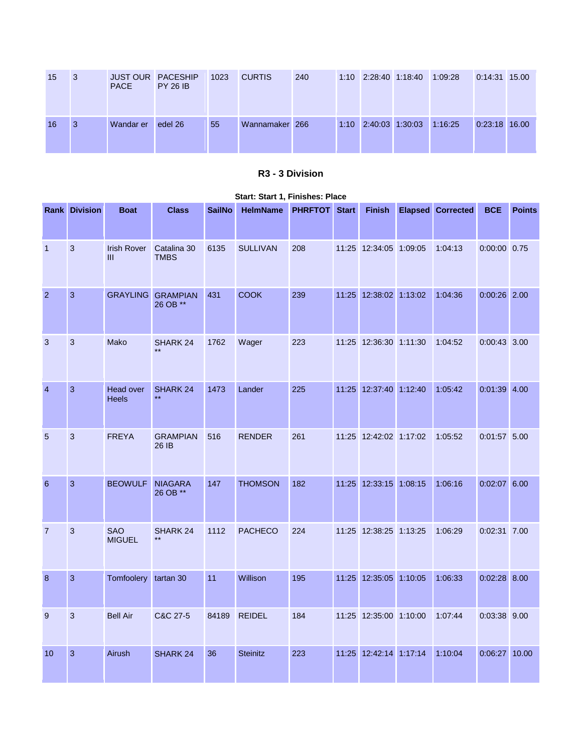| 15 | 3 | JUST OUR PACE | PACESHIP PY 26 IB | 1023 | CURTIS | 240 | 1:10 | 2:28:40 | 1:18:40 | 1:09:28 | 0:14:31 | 15.00 |
|---|---|---|---|---|---|---|---|---|---|---|---|---|
| 16 | 3 | Wandar er | edel 26 | 55 | Wannamaker | 266 | 1:10 | 2:40:03 | 1:30:03 | 1:16:25 | 0:23:18 | 16.00 |

## R3 - 3 Division

**Start: Start 1, Finishes: Place**

| Rank | Division | Boat | Class | SailNo | HelmName | PHRFTOT | Start | Finish | Elapsed | Corrected | BCE | Points |
|---|---|---|---|---|---|---|---|---|---|---|---|---|
| 1 | 3 | Irish Rover III | Catalina 30 TMBS | 6135 | SULLIVAN | 208 | 11:25 | 12:34:05 | 1:09:05 | 1:04:13 | 0:00:00 | 0.75 |
| 2 | 3 | GRAYLING | GRAMPIAN 26 OB ** | 431 | COOK | 239 | 11:25 | 12:38:02 | 1:13:02 | 1:04:36 | 0:00:26 | 2.00 |
| 3 | 3 | Mako | SHARK 24 ** | 1762 | Wager | 223 | 11:25 | 12:36:30 | 1:11:30 | 1:04:52 | 0:00:43 | 3.00 |
| 4 | 3 | Head over Heels | SHARK 24 ** | 1473 | Lander | 225 | 11:25 | 12:37:40 | 1:12:40 | 1:05:42 | 0:01:39 | 4.00 |
| 5 | 3 | FREYA | GRAMPIAN 26 IB | 516 | RENDER | 261 | 11:25 | 12:42:02 | 1:17:02 | 1:05:52 | 0:01:57 | 5.00 |
| 6 | 3 | BEOWULF | NIAGARA 26 OB ** | 147 | THOMSON | 182 | 11:25 | 12:33:15 | 1:08:15 | 1:06:16 | 0:02:07 | 6.00 |
| 7 | 3 | SAO MIGUEL | SHARK 24 ** | 1112 | PACHECO | 224 | 11:25 | 12:38:25 | 1:13:25 | 1:06:29 | 0:02:31 | 7.00 |
| 8 | 3 | Tomfoolery | tartan 30 | 11 | Willison | 195 | 11:25 | 12:35:05 | 1:10:05 | 1:06:33 | 0:02:28 | 8.00 |
| 9 | 3 | Bell Air | C&C 27-5 | 84189 | REIDEL | 184 | 11:25 | 12:35:00 | 1:10:00 | 1:07:44 | 0:03:38 | 9.00 |
| 10 | 3 | Airush | SHARK 24 | 36 | Steinitz | 223 | 11:25 | 12:42:14 | 1:17:14 | 1:10:04 | 0:06:27 | 10.00 |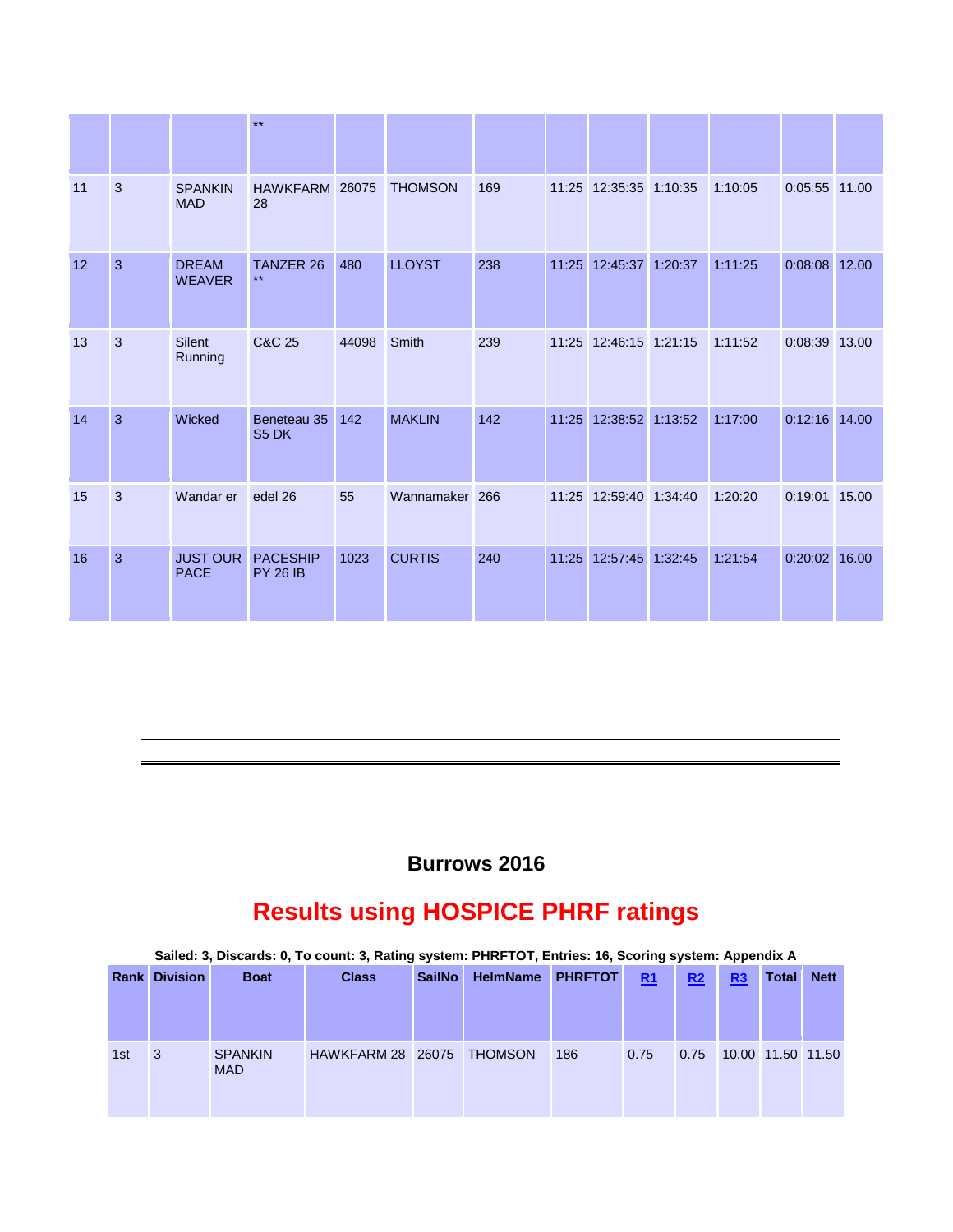| | | | ** | | | | | | | | | |
|---|---|---|---|---|---|---|---|---|---|---|---|---|
| 11 | 3 | SPANKIN MAD | HAWKFARM 28 | 26075 | THOMSON | 169 | 11:25 | 12:35:35 | 1:10:35 | 1:10:05 | 0:05:55 | 11.00 |
| 12 | 3 | DREAM WEAVER | TANZER 26 ** | 480 | LLOYST | 238 | 11:25 | 12:45:37 | 1:20:37 | 1:11:25 | 0:08:08 | 12.00 |
| 13 | 3 | Silent Running | C&C 25 | 44098 | Smith | 239 | 11:25 | 12:46:15 | 1:21:15 | 1:11:52 | 0:08:39 | 13.00 |
| 14 | 3 | Wicked | Beneteau 35 S5 DK | 142 | MAKLIN | 142 | 11:25 | 12:38:52 | 1:13:52 | 1:17:00 | 0:12:16 | 14.00 |
| 15 | 3 | Wandar er | edel 26 | 55 | Wannamaker | 266 | 11:25 | 12:59:40 | 1:34:40 | 1:20:20 | 0:19:01 | 15.00 |
| 16 | 3 | JUST OUR PACE | PACESHIP PY 26 IB | 1023 | CURTIS | 240 | 11:25 | 12:57:45 | 1:32:45 | 1:21:54 | 0:20:02 | 16.00 |

---

## Burrows 2016

# Results using HOSPICE PHRF ratings

**Sailed: 3, Discards: 0, To count: 3, Rating system: PHRFTOT, Entries: 16, Scoring system: Appendix A**

| Rank | Division | Boat | Class | SailNo | HelmName | PHRFTOT | R1 | R2 | R3 | Total | Nett |
|---|---|---|---|---|---|---|---|---|---|---|---|
| 1st | 3 | SPANKIN MAD | HAWKFARM 28 | 26075 | THOMSON | 186 | 0.75 | 0.75 | 10.00 | 11.50 | 11.50 |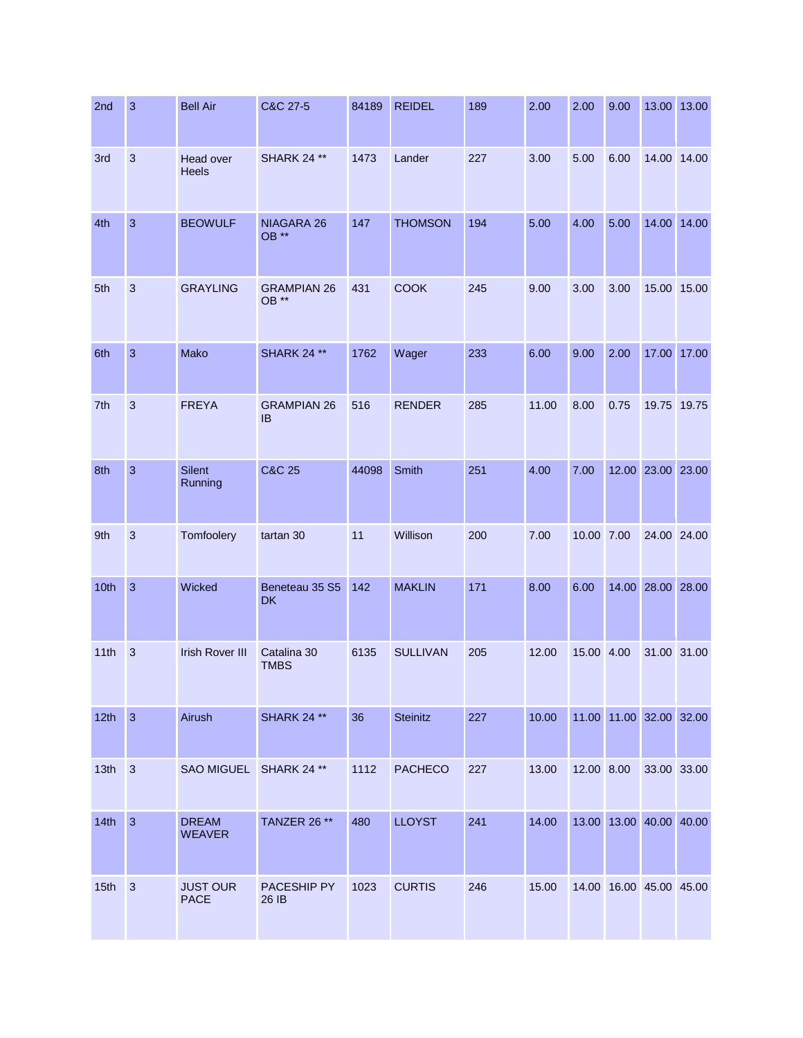| 2nd | 3 | Bell Air | C&C 27-5 | 84189 | REIDEL | 189 | 2.00 | 2.00 | 9.00 | 13.00 | 13.00 |
|---|---|---|---|---|---|---|---|---|---|---|---|
| 3rd | 3 | Head over Heels | SHARK 24 ** | 1473 | Lander | 227 | 3.00 | 5.00 | 6.00 | 14.00 | 14.00 |
| 4th | 3 | BEOWULF | NIAGARA 26 OB ** | 147 | THOMSON | 194 | 5.00 | 4.00 | 5.00 | 14.00 | 14.00 |
| 5th | 3 | GRAYLING | GRAMPIAN 26 OB ** | 431 | COOK | 245 | 9.00 | 3.00 | 3.00 | 15.00 | 15.00 |
| 6th | 3 | Mako | SHARK 24 ** | 1762 | Wager | 233 | 6.00 | 9.00 | 2.00 | 17.00 | 17.00 |
| 7th | 3 | FREYA | GRAMPIAN 26 IB | 516 | RENDER | 285 | 11.00 | 8.00 | 0.75 | 19.75 | 19.75 |
| 8th | 3 | Silent Running | C&C 25 | 44098 | Smith | 251 | 4.00 | 7.00 | 12.00 | 23.00 | 23.00 |
| 9th | 3 | Tomfoolery | tartan 30 | 11 | Willison | 200 | 7.00 | 10.00 | 7.00 | 24.00 | 24.00 |
| 10th | 3 | Wicked | Beneteau 35 S5 DK | 142 | MAKLIN | 171 | 8.00 | 6.00 | 14.00 | 28.00 | 28.00 |
| 11th | 3 | Irish Rover III | Catalina 30 TMBS | 6135 | SULLIVAN | 205 | 12.00 | 15.00 | 4.00 | 31.00 | 31.00 |
| 12th | 3 | Airush | SHARK 24 ** | 36 | Steinitz | 227 | 10.00 | 11.00 | 11.00 | 32.00 | 32.00 |
| 13th | 3 | SAO MIGUEL | SHARK 24 ** | 1112 | PACHECO | 227 | 13.00 | 12.00 | 8.00 | 33.00 | 33.00 |
| 14th | 3 | DREAM WEAVER | TANZER 26 ** | 480 | LLOYST | 241 | 14.00 | 13.00 | 13.00 | 40.00 | 40.00 |
| 15th | 3 | JUST OUR PACE | PACESHIP PY 26 IB | 1023 | CURTIS | 246 | 15.00 | 14.00 | 16.00 | 45.00 | 45.00 |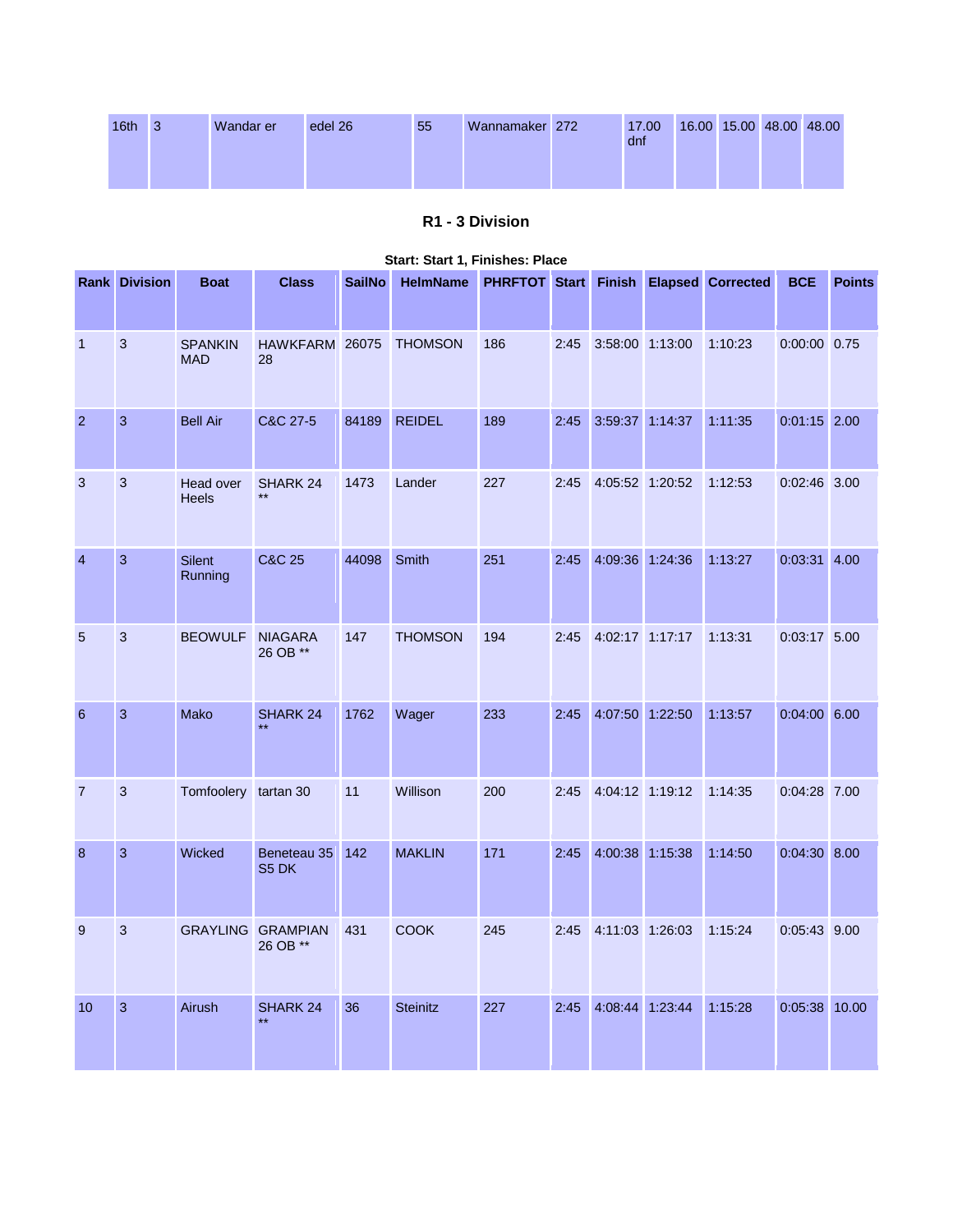| 16th | 3 | Wandar er | edel 26 | 55 | Wannamaker | 272 | 17.00 dnf | 16.00 | 15.00 | 48.00 | 48.00 |
|---|---|---|---|---|---|---|---|---|---|---|---|

### R1 - 3 Division

**Start: Start 1, Finishes: Place**

| Rank | Division | Boat | Class | SailNo | HelmName | PHRFTOT | Start | Finish | Elapsed | Corrected | BCE | Points |
|---|---|---|---|---|---|---|---|---|---|---|---|---|
| 1 | 3 | SPANKIN MAD | HAWKFARM 28 | 26075 | THOMSON | 186 | 2:45 | 3:58:00 | 1:13:00 | 1:10:23 | 0:00:00 | 0.75 |
| 2 | 3 | Bell Air | C&C 27-5 | 84189 | REIDEL | 189 | 2:45 | 3:59:37 | 1:14:37 | 1:11:35 | 0:01:15 | 2.00 |
| 3 | 3 | Head over Heels | SHARK 24 ** | 1473 | Lander | 227 | 2:45 | 4:05:52 | 1:20:52 | 1:12:53 | 0:02:46 | 3.00 |
| 4 | 3 | Silent Running | C&C 25 | 44098 | Smith | 251 | 2:45 | 4:09:36 | 1:24:36 | 1:13:27 | 0:03:31 | 4.00 |
| 5 | 3 | BEOWULF | NIAGARA 26 OB ** | 147 | THOMSON | 194 | 2:45 | 4:02:17 | 1:17:17 | 1:13:31 | 0:03:17 | 5.00 |
| 6 | 3 | Mako | SHARK 24 ** | 1762 | Wager | 233 | 2:45 | 4:07:50 | 1:22:50 | 1:13:57 | 0:04:00 | 6.00 |
| 7 | 3 | Tomfoolery | tartan 30 | 11 | Willison | 200 | 2:45 | 4:04:12 | 1:19:12 | 1:14:35 | 0:04:28 | 7.00 |
| 8 | 3 | Wicked | Beneteau 35 S5 DK | 142 | MAKLIN | 171 | 2:45 | 4:00:38 | 1:15:38 | 1:14:50 | 0:04:30 | 8.00 |
| 9 | 3 | GRAYLING | GRAMPIAN 26 OB ** | 431 | COOK | 245 | 2:45 | 4:11:03 | 1:26:03 | 1:15:24 | 0:05:43 | 9.00 |
| 10 | 3 | Airush | SHARK 24 ** | 36 | Steinitz | 227 | 2:45 | 4:08:44 | 1:23:44 | 1:15:28 | 0:05:38 | 10.00 |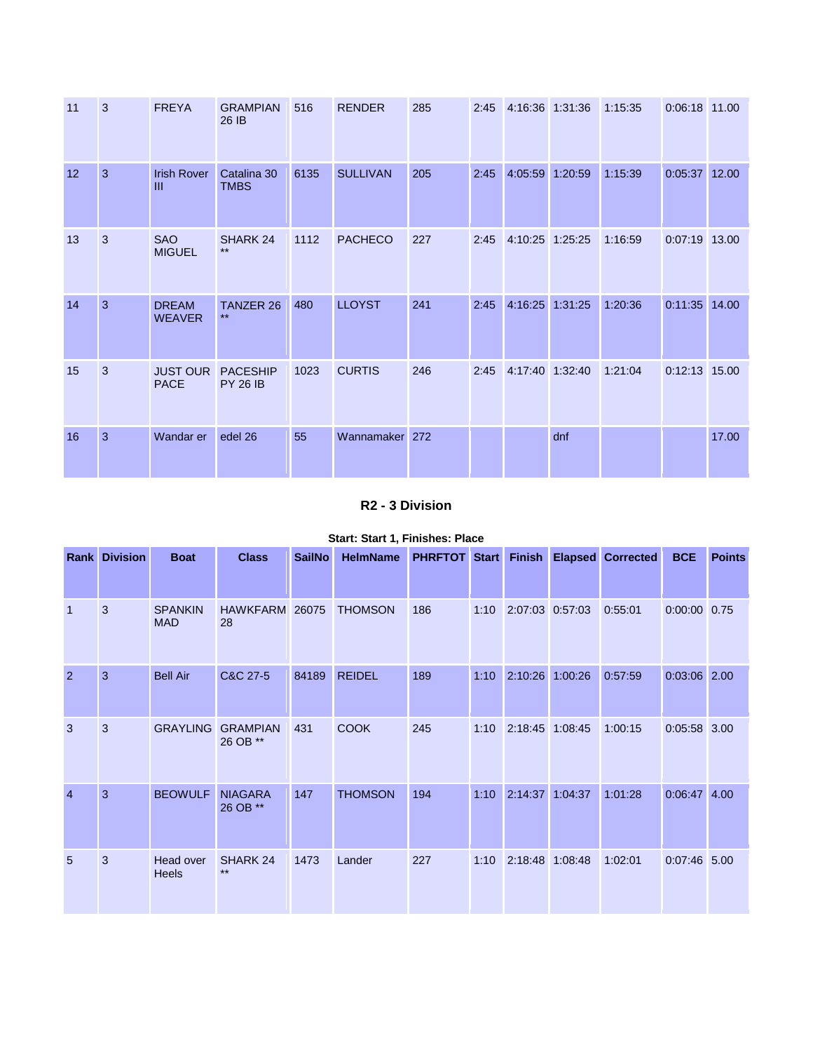| Rank | Division | Boat | Class | SailNo | HelmName | PHRFTOT | Start | Finish | Elapsed | Corrected | BCE | Points |
|---|---|---|---|---|---|---|---|---|---|---|---|---|
| 11 | 3 | FREYA | GRAMPIAN 26 IB | 516 | RENDER | 285 | 2:45 | 4:16:36 | 1:31:36 | 1:15:35 | 0:06:18 | 11.00 |
| 12 | 3 | Irish Rover III | Catalina 30 TMBS | 6135 | SULLIVAN | 205 | 2:45 | 4:05:59 | 1:20:59 | 1:15:39 | 0:05:37 | 12.00 |
| 13 | 3 | SAO MIGUEL | SHARK 24 ** | 1112 | PACHECO | 227 | 2:45 | 4:10:25 | 1:25:25 | 1:16:59 | 0:07:19 | 13.00 |
| 14 | 3 | DREAM WEAVER | TANZER 26 ** | 480 | LLOYST | 241 | 2:45 | 4:16:25 | 1:31:25 | 1:20:36 | 0:11:35 | 14.00 |
| 15 | 3 | JUST OUR PACE | PACESHIP PY 26 IB | 1023 | CURTIS | 246 | 2:45 | 4:17:40 | 1:32:40 | 1:21:04 | 0:12:13 | 15.00 |
| 16 | 3 | Wandar er | edel 26 | 55 | Wannamaker | 272 | | | dnf | | | 17.00 |

### R2 - 3 Division

**Start: Start 1, Finishes: Place**

| Rank | Division | Boat | Class | SailNo | HelmName | PHRFTOT | Start | Finish | Elapsed | Corrected | BCE | Points |
|---|---|---|---|---|---|---|---|---|---|---|---|---|
| 1 | 3 | SPANKIN MAD | HAWKFARM 28 | 26075 | THOMSON | 186 | 1:10 | 2:07:03 | 0:57:03 | 0:55:01 | 0:00:00 | 0.75 |
| 2 | 3 | Bell Air | C&C 27-5 | 84189 | REIDEL | 189 | 1:10 | 2:10:26 | 1:00:26 | 0:57:59 | 0:03:06 | 2.00 |
| 3 | 3 | GRAYLING | GRAMPIAN 26 OB ** | 431 | COOK | 245 | 1:10 | 2:18:45 | 1:08:45 | 1:00:15 | 0:05:58 | 3.00 |
| 4 | 3 | BEOWULF | NIAGARA 26 OB ** | 147 | THOMSON | 194 | 1:10 | 2:14:37 | 1:04:37 | 1:01:28 | 0:06:47 | 4.00 |
| 5 | 3 | Head over Heels | SHARK 24 ** | 1473 | Lander | 227 | 1:10 | 2:18:48 | 1:08:48 | 1:02:01 | 0:07:46 | 5.00 |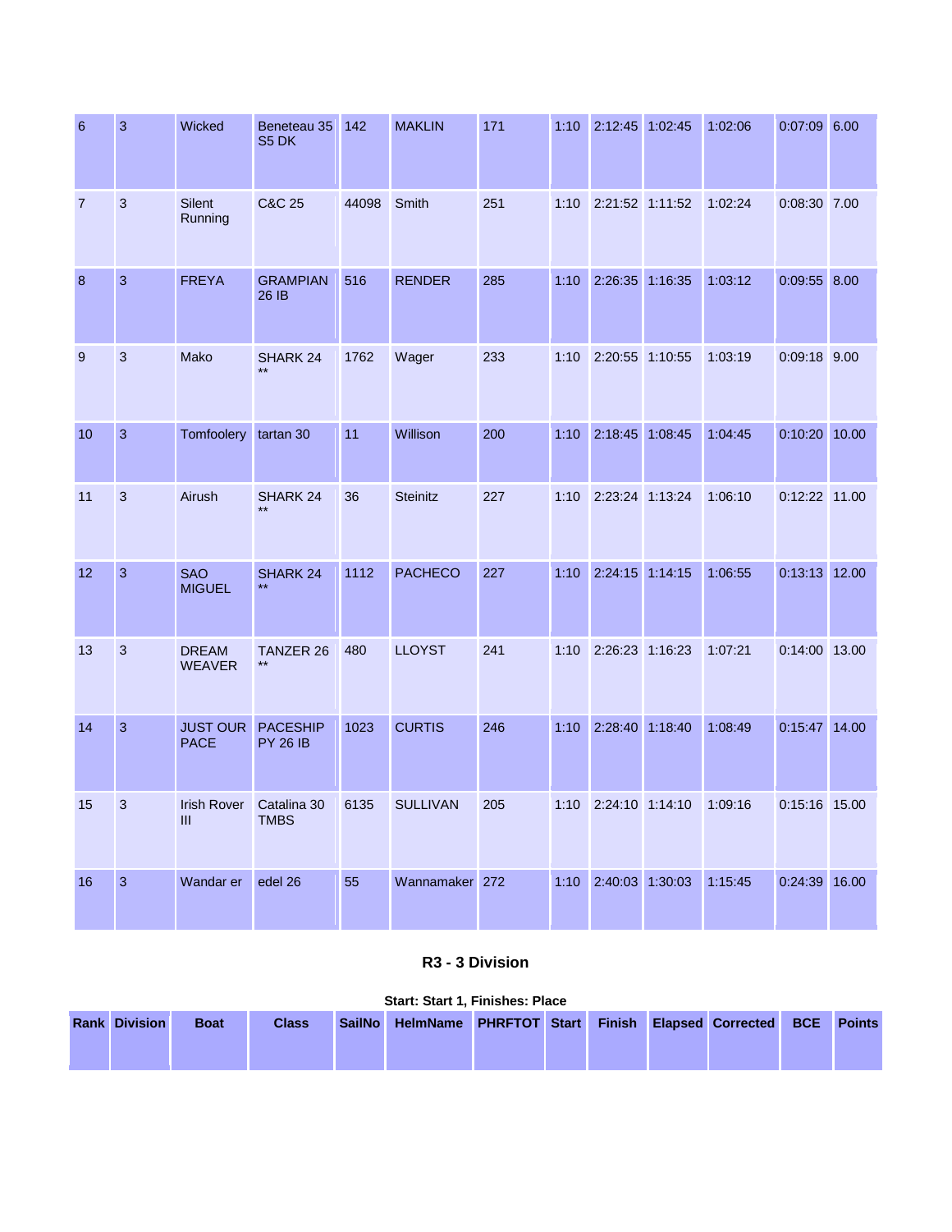| | | | | | | | | | | | | |
|---|---|---|---|---|---|---|---|---|---|---|---|---|
| 6 | 3 | Wicked | Beneteau 35 S5 DK | 142 | MAKLIN | 171 | 1:10 | 2:12:45 | 1:02:45 | 1:02:06 | 0:07:09 | 6.00 |
| 7 | 3 | Silent Running | C&C 25 | 44098 | Smith | 251 | 1:10 | 2:21:52 | 1:11:52 | 1:02:24 | 0:08:30 | 7.00 |
| 8 | 3 | FREYA | GRAMPIAN 26 IB | 516 | RENDER | 285 | 1:10 | 2:26:35 | 1:16:35 | 1:03:12 | 0:09:55 | 8.00 |
| 9 | 3 | Mako | SHARK 24 ** | 1762 | Wager | 233 | 1:10 | 2:20:55 | 1:10:55 | 1:03:19 | 0:09:18 | 9.00 |
| 10 | 3 | Tomfoolery | tartan 30 | 11 | Willison | 200 | 1:10 | 2:18:45 | 1:08:45 | 1:04:45 | 0:10:20 | 10.00 |
| 11 | 3 | Airush | SHARK 24 ** | 36 | Steinitz | 227 | 1:10 | 2:23:24 | 1:13:24 | 1:06:10 | 0:12:22 | 11.00 |
| 12 | 3 | SAO MIGUEL | SHARK 24 ** | 1112 | PACHECO | 227 | 1:10 | 2:24:15 | 1:14:15 | 1:06:55 | 0:13:13 | 12.00 |
| 13 | 3 | DREAM WEAVER | TANZER 26 ** | 480 | LLOYST | 241 | 1:10 | 2:26:23 | 1:16:23 | 1:07:21 | 0:14:00 | 13.00 |
| 14 | 3 | JUST OUR PACE | PACESHIP PY 26 IB | 1023 | CURTIS | 246 | 1:10 | 2:28:40 | 1:18:40 | 1:08:49 | 0:15:47 | 14.00 |
| 15 | 3 | Irish Rover III | Catalina 30 TMBS | 6135 | SULLIVAN | 205 | 1:10 | 2:24:10 | 1:14:10 | 1:09:16 | 0:15:16 | 15.00 |
| 16 | 3 | Wandar er | edel 26 | 55 | Wannamaker | 272 | 1:10 | 2:40:03 | 1:30:03 | 1:15:45 | 0:24:39 | 16.00 |

### R3 - 3 Division

**Start: Start 1, Finishes: Place**

| Rank | Division | Boat | Class | SailNo | HelmName | PHRFTOT | Start | Finish | Elapsed | Corrected | BCE | Points |
|---|---|---|---|---|---|---|---|---|---|---|---|---|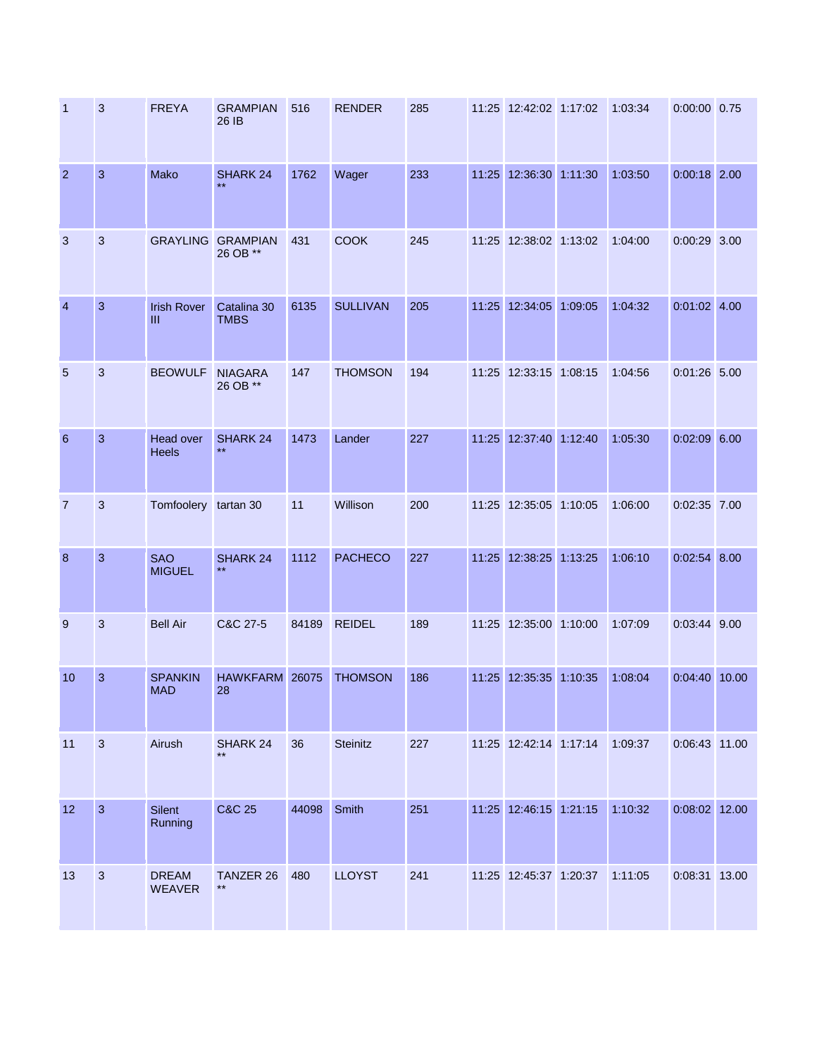| | | | | | | | | | | | | |
|---|---|---|---|---|---|---|---|---|---|---|---|---|
| 1 | 3 | FREYA | GRAMPIAN 26 IB | 516 | RENDER | 285 | 11:25 | 12:42:02 | 1:17:02 | 1:03:34 | 0:00:00 | 0.75 |
| 2 | 3 | Mako | SHARK 24 ** | 1762 | Wager | 233 | 11:25 | 12:36:30 | 1:11:30 | 1:03:50 | 0:00:18 | 2.00 |
| 3 | 3 | GRAYLING | GRAMPIAN 26 OB ** | 431 | COOK | 245 | 11:25 | 12:38:02 | 1:13:02 | 1:04:00 | 0:00:29 | 3.00 |
| 4 | 3 | Irish Rover III | Catalina 30 TMBS | 6135 | SULLIVAN | 205 | 11:25 | 12:34:05 | 1:09:05 | 1:04:32 | 0:01:02 | 4.00 |
| 5 | 3 | BEOWULF | NIAGARA 26 OB ** | 147 | THOMSON | 194 | 11:25 | 12:33:15 | 1:08:15 | 1:04:56 | 0:01:26 | 5.00 |
| 6 | 3 | Head over Heels | SHARK 24 ** | 1473 | Lander | 227 | 11:25 | 12:37:40 | 1:12:40 | 1:05:30 | 0:02:09 | 6.00 |
| 7 | 3 | Tomfoolery | tartan 30 | 11 | Willison | 200 | 11:25 | 12:35:05 | 1:10:05 | 1:06:00 | 0:02:35 | 7.00 |
| 8 | 3 | SAO MIGUEL | SHARK 24 ** | 1112 | PACHECO | 227 | 11:25 | 12:38:25 | 1:13:25 | 1:06:10 | 0:02:54 | 8.00 |
| 9 | 3 | Bell Air | C&C 27-5 | 84189 | REIDEL | 189 | 11:25 | 12:35:00 | 1:10:00 | 1:07:09 | 0:03:44 | 9.00 |
| 10 | 3 | SPANKIN MAD | HAWKFARM 28 | 26075 | THOMSON | 186 | 11:25 | 12:35:35 | 1:10:35 | 1:08:04 | 0:04:40 | 10.00 |
| 11 | 3 | Airush | SHARK 24 ** | 36 | Steinitz | 227 | 11:25 | 12:42:14 | 1:17:14 | 1:09:37 | 0:06:43 | 11.00 |
| 12 | 3 | Silent Running | C&C 25 | 44098 | Smith | 251 | 11:25 | 12:46:15 | 1:21:15 | 1:10:32 | 0:08:02 | 12.00 |
| 13 | 3 | DREAM WEAVER | TANZER 26 ** | 480 | LLOYST | 241 | 11:25 | 12:45:37 | 1:20:37 | 1:11:05 | 0:08:31 | 13.00 |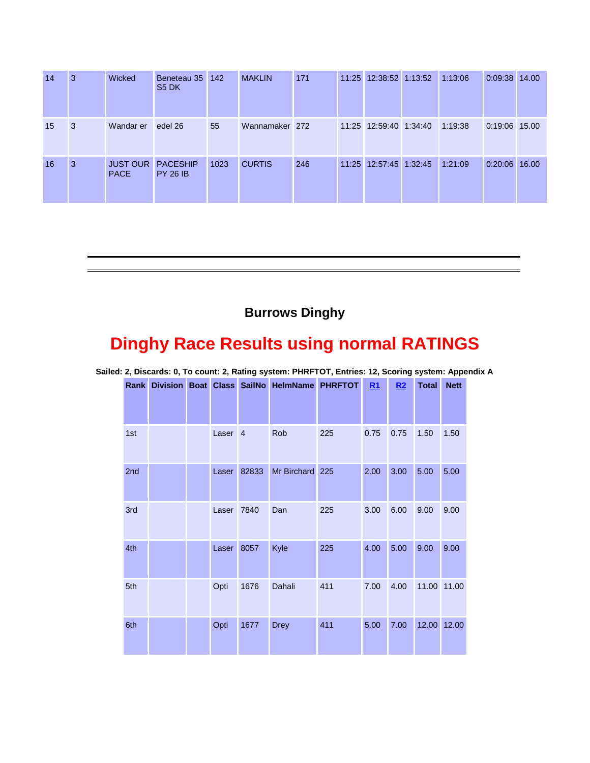| 14 | 3 | Wicked | Beneteau 35 S5 DK | 142 | MAKLIN | 171 | 11:25 | 12:38:52 | 1:13:52 | 1:13:06 | 0:09:38 | 14.00 |
|---|---|---|---|---|---|---|---|---|---|---|---|---|
| 15 | 3 | Wandar er | edel 26 | 55 | Wannamaker | 272 | 11:25 | 12:59:40 | 1:34:40 | 1:19:38 | 0:19:06 | 15.00 |
| 16 | 3 | JUST OUR PACE | PACESHIP PY 26 IB | 1023 | CURTIS | 246 | 11:25 | 12:57:45 | 1:32:45 | 1:21:09 | 0:20:06 | 16.00 |

---

---

### Burrows Dinghy

# Dinghy Race Results using normal RATINGS

**Sailed: 2, Discards: 0, To count: 2, Rating system: PHRFTOT, Entries: 12, Scoring system: Appendix A**

| Rank | Division | Boat | Class | SailNo | HelmName | PHRFTOT | R1 | R2 | Total | Nett |
|---|---|---|---|---|---|---|---|---|---|---|
| 1st | | | Laser | 4 | Rob | 225 | 0.75 | 0.75 | 1.50 | 1.50 |
| 2nd | | | Laser | 82833 | Mr Birchard | 225 | 2.00 | 3.00 | 5.00 | 5.00 |
| 3rd | | | Laser | 7840 | Dan | 225 | 3.00 | 6.00 | 9.00 | 9.00 |
| 4th | | | Laser | 8057 | Kyle | 225 | 4.00 | 5.00 | 9.00 | 9.00 |
| 5th | | | Opti | 1676 | Dahali | 411 | 7.00 | 4.00 | 11.00 | 11.00 |
| 6th | | | Opti | 1677 | Drey | 411 | 5.00 | 7.00 | 12.00 | 12.00 |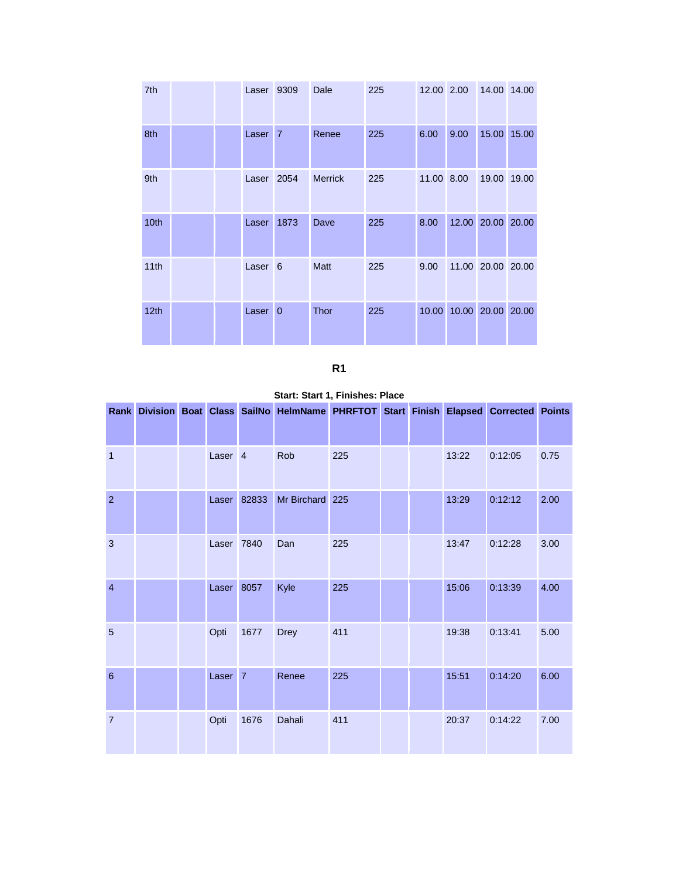| | | | | | | | | | | |
|---|---|---|---|---|---|---|---|---|---|---|
| 7th | | | Laser | 9309 | Dale | 225 | 12.00 | 2.00 | 14.00 | 14.00 |
| 8th | | | Laser | 7 | Renee | 225 | 6.00 | 9.00 | 15.00 | 15.00 |
| 9th | | | Laser | 2054 | Merrick | 225 | 11.00 | 8.00 | 19.00 | 19.00 |
| 10th | | | Laser | 1873 | Dave | 225 | 8.00 | 12.00 | 20.00 | 20.00 |
| 11th | | | Laser | 6 | Matt | 225 | 9.00 | 11.00 | 20.00 | 20.00 |
| 12th | | | Laser | 0 | Thor | 225 | 10.00 | 10.00 | 20.00 | 20.00 |

## R1

**Start: Start 1, Finishes: Place**

| Rank | Division | Boat | Class | SailNo | HelmName | PHRFTOT | Start | Finish | Elapsed | Corrected | Points |
|---|---|---|---|---|---|---|---|---|---|---|---|
| 1 | | | Laser | 4 | Rob | 225 | | | 13:22 | 0:12:05 | 0.75 |
| 2 | | | Laser | 82833 | Mr Birchard | 225 | | | 13:29 | 0:12:12 | 2.00 |
| 3 | | | Laser | 7840 | Dan | 225 | | | 13:47 | 0:12:28 | 3.00 |
| 4 | | | Laser | 8057 | Kyle | 225 | | | 15:06 | 0:13:39 | 4.00 |
| 5 | | | Opti | 1677 | Drey | 411 | | | 19:38 | 0:13:41 | 5.00 |
| 6 | | | Laser | 7 | Renee | 225 | | | 15:51 | 0:14:20 | 6.00 |
| 7 | | | Opti | 1676 | Dahali | 411 | | | 20:37 | 0:14:22 | 7.00 |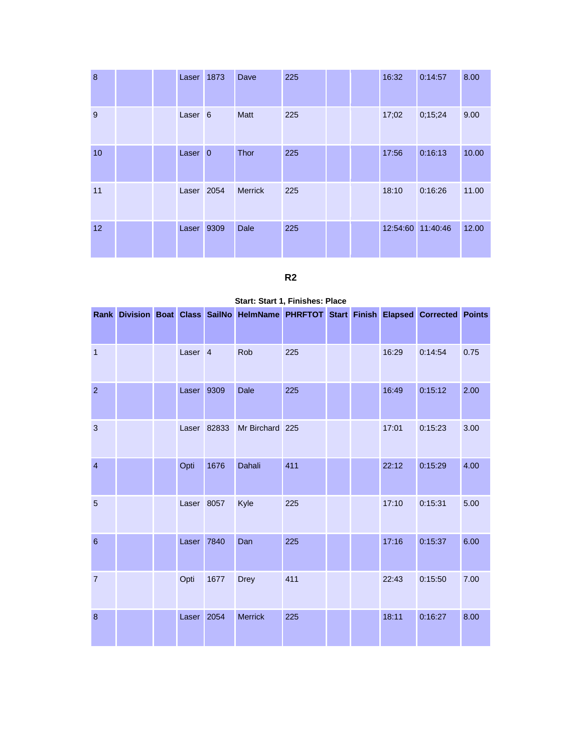| 8 | | | Laser | 1873 | Dave | 225 | | | 16:32 | 0:14:57 | 8.00 |
|---|---|---|---|---|---|---|---|---|---|---|---|
| 9 | | | Laser | 6 | Matt | 225 | | | 17;02 | 0;15;24 | 9.00 |
| 10 | | | Laser | 0 | Thor | 225 | | | 17:56 | 0:16:13 | 10.00 |
| 11 | | | Laser | 2054 | Merrick | 225 | | | 18:10 | 0:16:26 | 11.00 |
| 12 | | | Laser | 9309 | Dale | 225 | | | 12:54:60 | 11:40:46 | 12.00 |

## R2

**Start: Start 1, Finishes: Place**

| Rank | Division | Boat | Class | SailNo | HelmName | PHRFTOT | Start | Finish | Elapsed | Corrected | Points |
|---|---|---|---|---|---|---|---|---|---|---|---|
| 1 | | | Laser | 4 | Rob | 225 | | | 16:29 | 0:14:54 | 0.75 |
| 2 | | | Laser | 9309 | Dale | 225 | | | 16:49 | 0:15:12 | 2.00 |
| 3 | | | Laser | 82833 | Mr Birchard | 225 | | | 17:01 | 0:15:23 | 3.00 |
| 4 | | | Opti | 1676 | Dahali | 411 | | | 22:12 | 0:15:29 | 4.00 |
| 5 | | | Laser | 8057 | Kyle | 225 | | | 17:10 | 0:15:31 | 5.00 |
| 6 | | | Laser | 7840 | Dan | 225 | | | 17:16 | 0:15:37 | 6.00 |
| 7 | | | Opti | 1677 | Drey | 411 | | | 22:43 | 0:15:50 | 7.00 |
| 8 | | | Laser | 2054 | Merrick | 225 | | | 18:11 | 0:16:27 | 8.00 |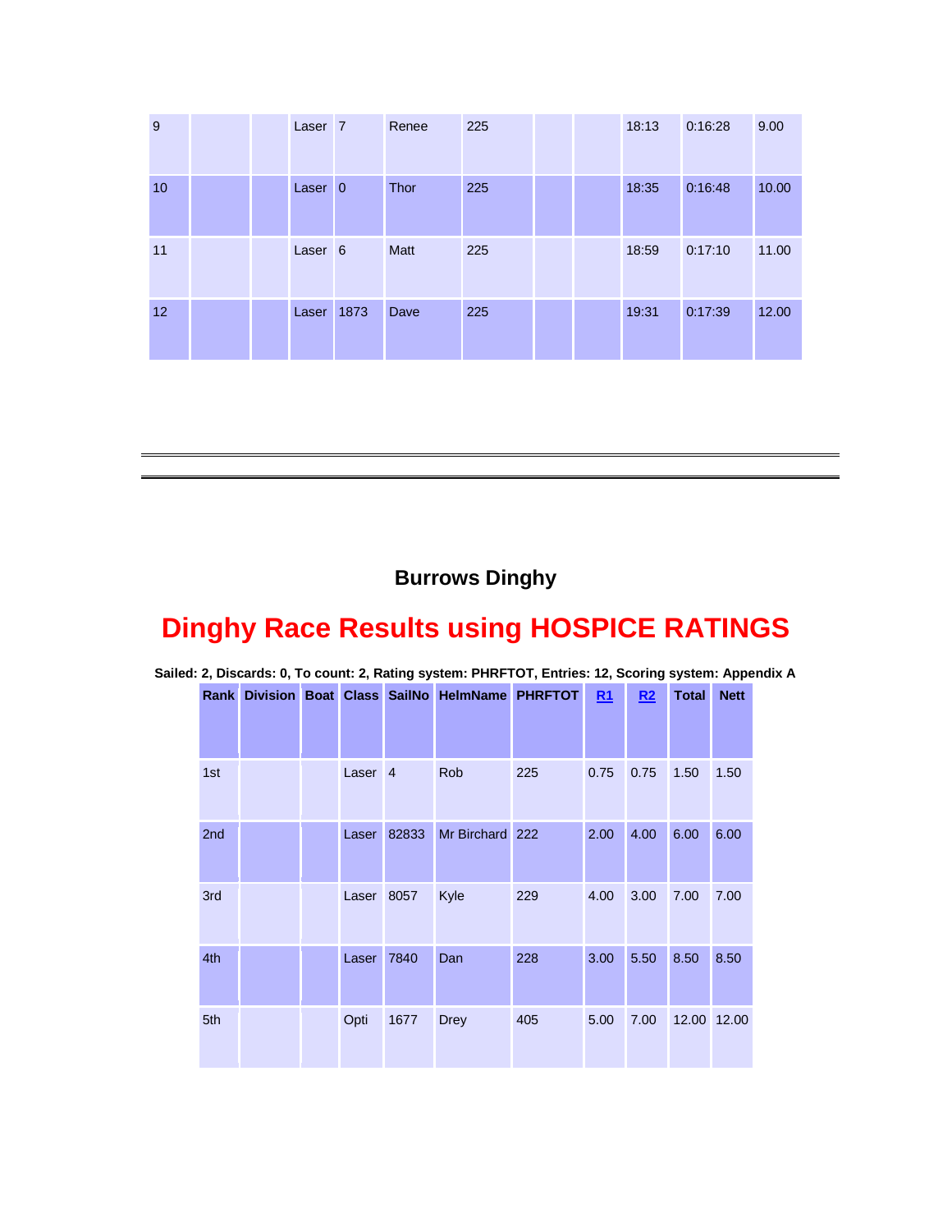| | | | | | | | | | | | |
|---|---|---|---|---|---|---|---|---|---|---|---|
| 9 | | | Laser | 7 | Renee | 225 | | | 18:13 | 0:16:28 | 9.00 |
| 10 | | | Laser | 0 | Thor | 225 | | | 18:35 | 0:16:48 | 10.00 |
| 11 | | | Laser | 6 | Matt | 225 | | | 18:59 | 0:17:10 | 11.00 |
| 12 | | | Laser | 1873 | Dave | 225 | | | 19:31 | 0:17:39 | 12.00 |

---

---

### Burrows Dinghy

## Dinghy Race Results using HOSPICE RATINGS

**Sailed: 2, Discards: 0, To count: 2, Rating system: PHRFTOT, Entries: 12, Scoring system: Appendix A**

| Rank | Division | Boat | Class | SailNo | HelmName | PHRFTOT | R1 | R2 | Total | Nett |
|---|---|---|---|---|---|---|---|---|---|---|
| 1st | | | Laser | 4 | Rob | 225 | 0.75 | 0.75 | 1.50 | 1.50 |
| 2nd | | | Laser | 82833 | Mr Birchard | 222 | 2.00 | 4.00 | 6.00 | 6.00 |
| 3rd | | | Laser | 8057 | Kyle | 229 | 4.00 | 3.00 | 7.00 | 7.00 |
| 4th | | | Laser | 7840 | Dan | 228 | 3.00 | 5.50 | 8.50 | 8.50 |
| 5th | | | Opti | 1677 | Drey | 405 | 5.00 | 7.00 | 12.00 | 12.00 |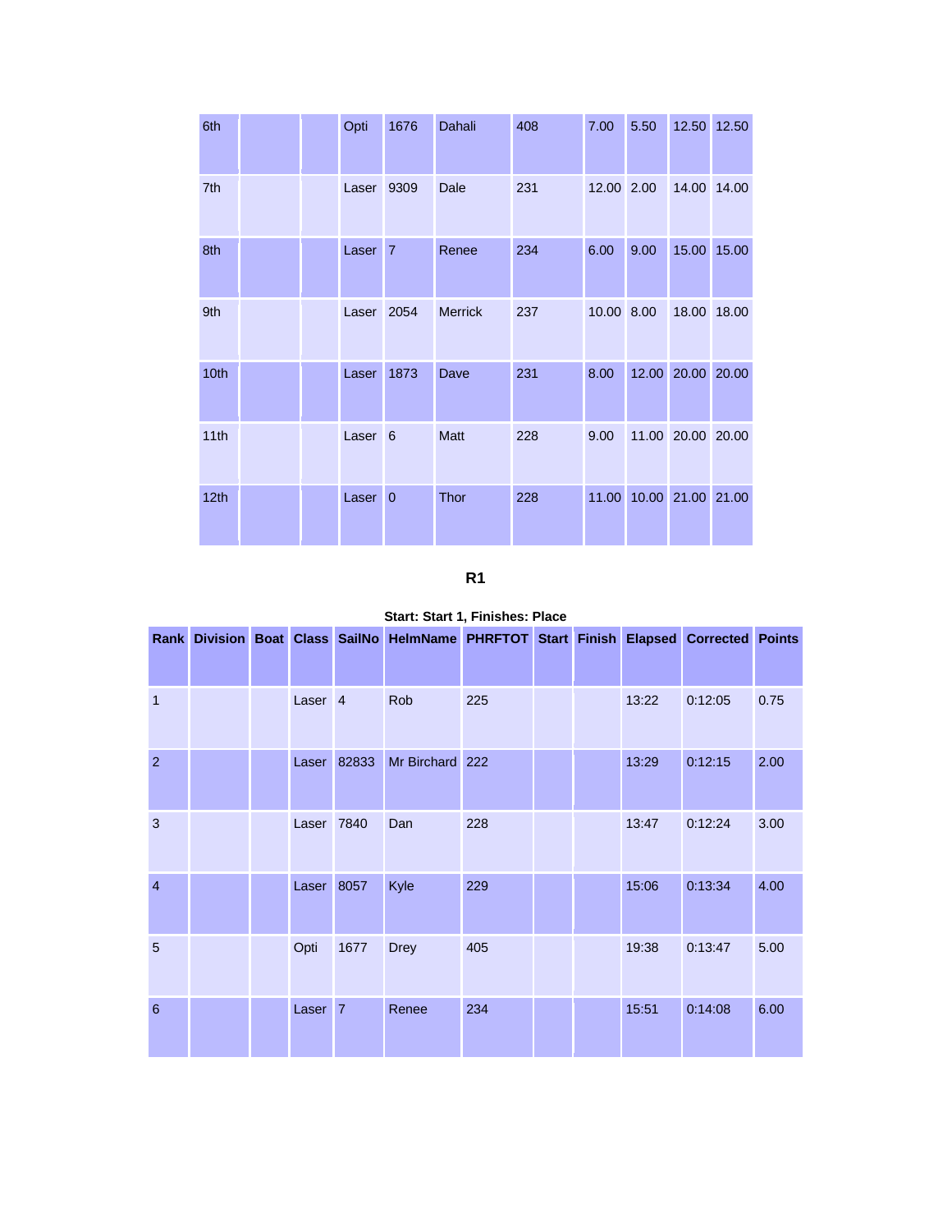| | | | | | | | | | | |
|---|---|---|---|---|---|---|---|---|---|---|
| 6th | | | Opti | 1676 | Dahali | 408 | 7.00 | 5.50 | 12.50 | 12.50 |
| 7th | | | Laser | 9309 | Dale | 231 | 12.00 | 2.00 | 14.00 | 14.00 |
| 8th | | | Laser | 7 | Renee | 234 | 6.00 | 9.00 | 15.00 | 15.00 |
| 9th | | | Laser | 2054 | Merrick | 237 | 10.00 | 8.00 | 18.00 | 18.00 |
| 10th | | | Laser | 1873 | Dave | 231 | 8.00 | 12.00 | 20.00 | 20.00 |
| 11th | | | Laser | 6 | Matt | 228 | 9.00 | 11.00 | 20.00 | 20.00 |
| 12th | | | Laser | 0 | Thor | 228 | 11.00 | 10.00 | 21.00 | 21.00 |

**R1**

**Start: Start 1, Finishes: Place**

| Rank | Division | Boat | Class | SailNo | HelmName | PHRFTOT | Start | Finish | Elapsed | Corrected | Points |
|---|---|---|---|---|---|---|---|---|---|---|---|
| 1 | | | Laser | 4 | Rob | 225 | | | 13:22 | 0:12:05 | 0.75 |
| 2 | | | Laser | 82833 | Mr Birchard | 222 | | | 13:29 | 0:12:15 | 2.00 |
| 3 | | | Laser | 7840 | Dan | 228 | | | 13:47 | 0:12:24 | 3.00 |
| 4 | | | Laser | 8057 | Kyle | 229 | | | 15:06 | 0:13:34 | 4.00 |
| 5 | | | Opti | 1677 | Drey | 405 | | | 19:38 | 0:13:47 | 5.00 |
| 6 | | | Laser | 7 | Renee | 234 | | | 15:51 | 0:14:08 | 6.00 |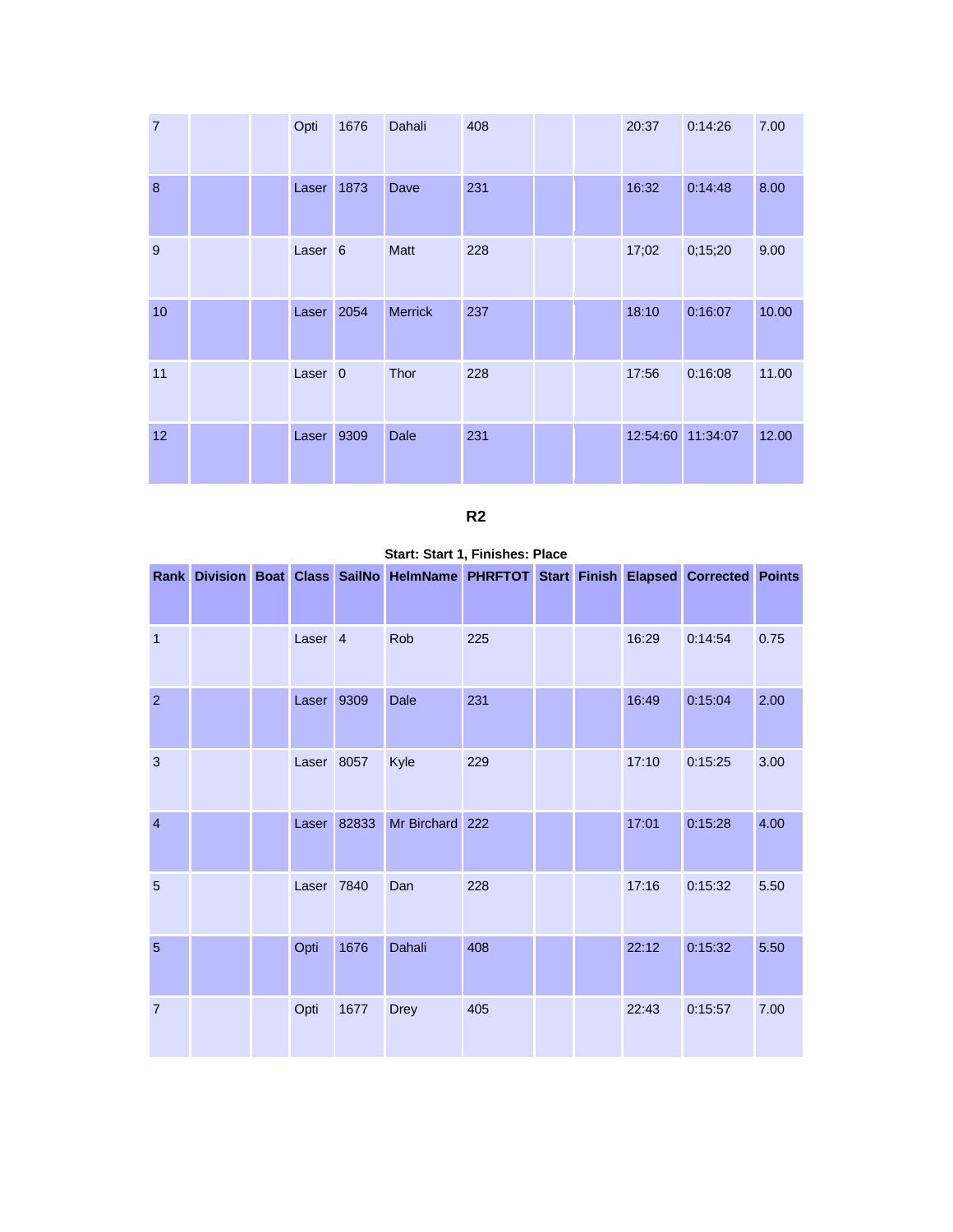| 7 | | | Opti | 1676 | Dahali | 408 | | | 20:37 | 0:14:26 | 7.00 |
|---|---|---|---|---|---|---|---|---|---|---|---|
| 8 | | | Laser | 1873 | Dave | 231 | | | 16:32 | 0:14:48 | 8.00 |
| 9 | | | Laser | 6 | Matt | 228 | | | 17;02 | 0;15;20 | 9.00 |
| 10 | | | Laser | 2054 | Merrick | 237 | | | 18:10 | 0:16:07 | 10.00 |
| 11 | | | Laser | 0 | Thor | 228 | | | 17:56 | 0:16:08 | 11.00 |
| 12 | | | Laser | 9309 | Dale | 231 | | | 12:54:60 | 11:34:07 | 12.00 |

## R2

**Start: Start 1, Finishes: Place**

| Rank | Division | Boat | Class | SailNo | HelmName | PHRFTOT | Start | Finish | Elapsed | Corrected | Points |
|---|---|---|---|---|---|---|---|---|---|---|---|
| 1 | | | Laser | 4 | Rob | 225 | | | 16:29 | 0:14:54 | 0.75 |
| 2 | | | Laser | 9309 | Dale | 231 | | | 16:49 | 0:15:04 | 2.00 |
| 3 | | | Laser | 8057 | Kyle | 229 | | | 17:10 | 0:15:25 | 3.00 |
| 4 | | | Laser | 82833 | Mr Birchard | 222 | | | 17:01 | 0:15:28 | 4.00 |
| 5 | | | Laser | 7840 | Dan | 228 | | | 17:16 | 0:15:32 | 5.50 |
| 5 | | | Opti | 1676 | Dahali | 408 | | | 22:12 | 0:15:32 | 5.50 |
| 7 | | | Opti | 1677 | Drey | 405 | | | 22:43 | 0:15:57 | 7.00 |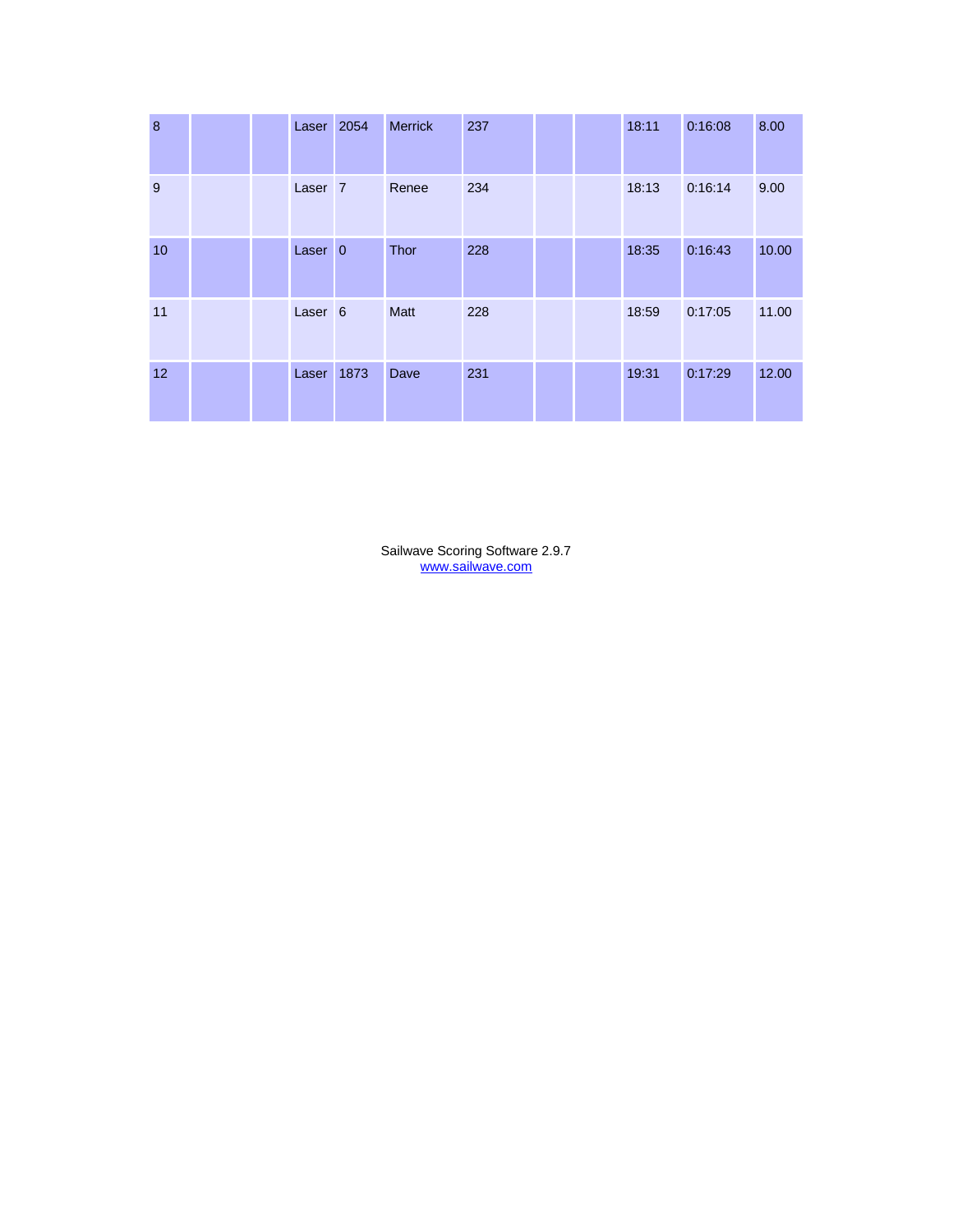| | | | | | | | | | | | |
|---|---|---|---|---|---|---|---|---|---|---|---|
| 8 | | | Laser | 2054 | Merrick | 237 | | | 18:11 | 0:16:08 | 8.00 |
| 9 | | | Laser | 7 | Renee | 234 | | | 18:13 | 0:16:14 | 9.00 |
| 10 | | | Laser | 0 | Thor | 228 | | | 18:35 | 0:16:43 | 10.00 |
| 11 | | | Laser | 6 | Matt | 228 | | | 18:59 | 0:17:05 | 11.00 |
| 12 | | | Laser | 1873 | Dave | 231 | | | 19:31 | 0:17:29 | 12.00 |

Sailwave Scoring Software 2.9.7
www.sailwave.com